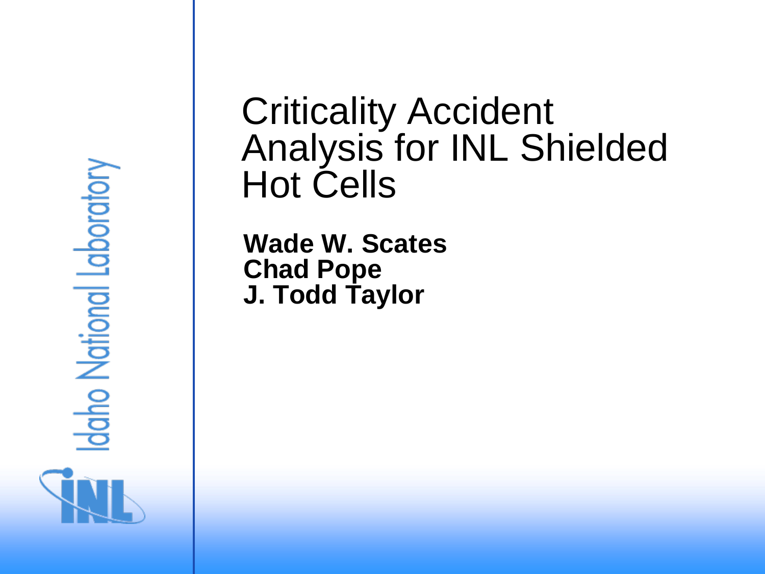# Criticality Accident Analysis for INL Shielded Hot Cells

**Wade W. Scates**
**Chad Pope**
**J. Todd Taylor**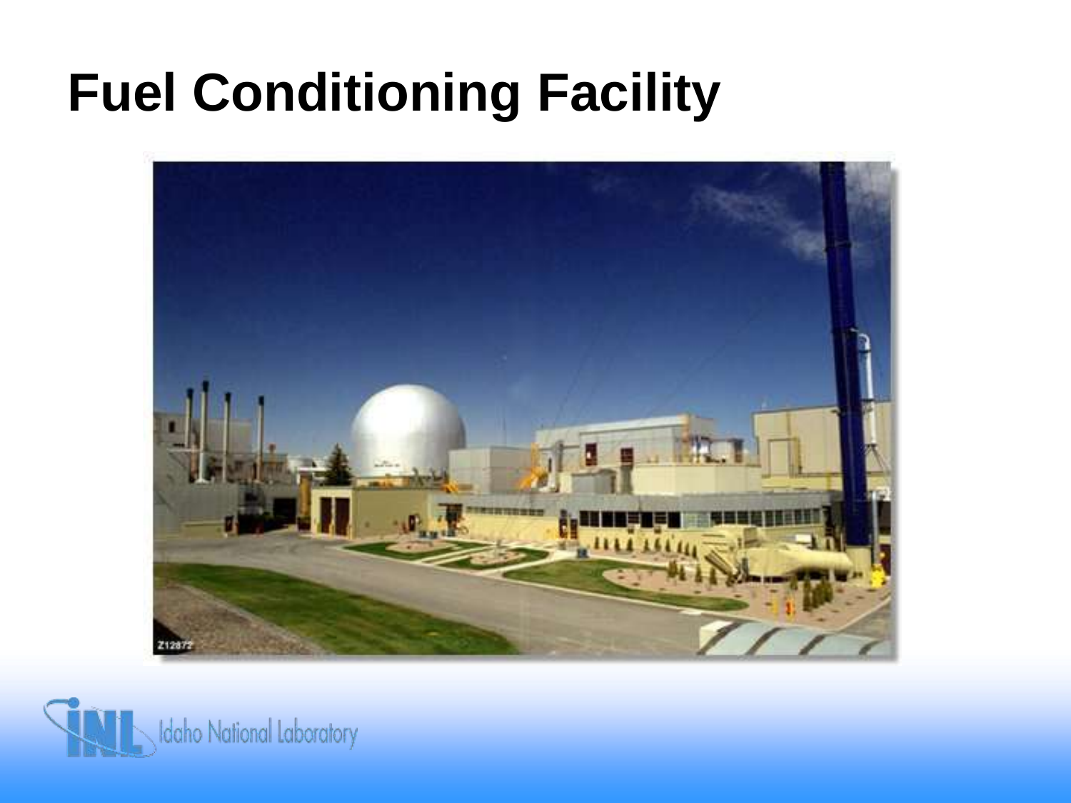# Fuel Conditioning Facility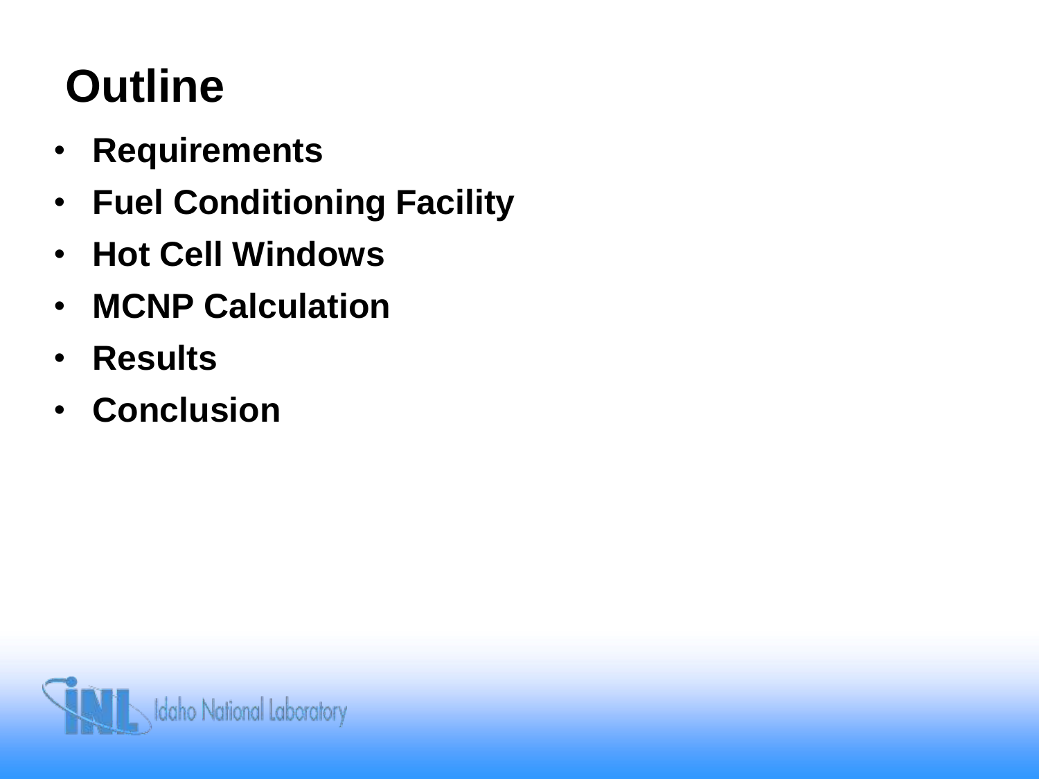# Outline

- **Requirements**
- **Fuel Conditioning Facility**
- **Hot Cell Windows**
- **MCNP Calculation**
- **Results**
- **Conclusion**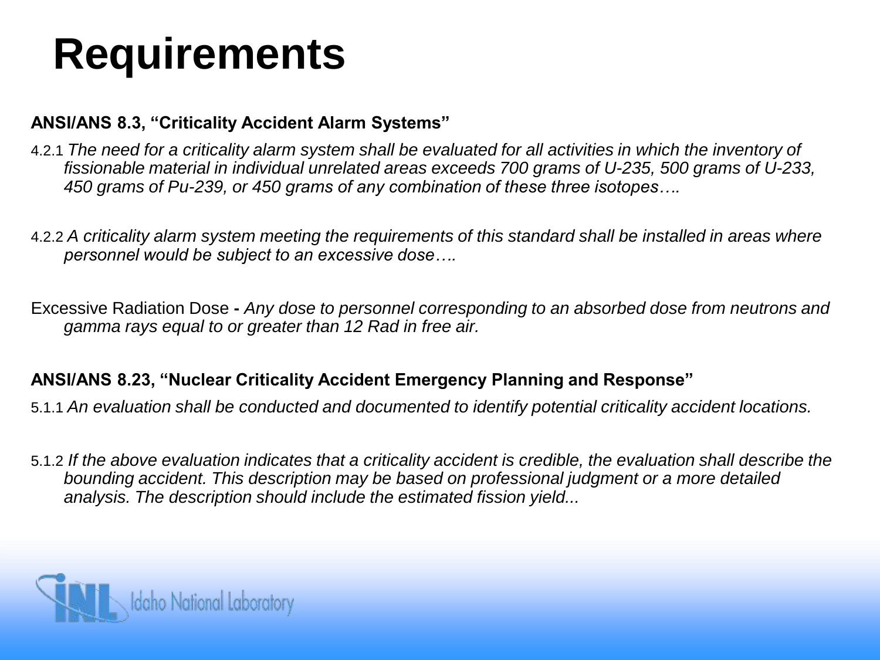# Requirements

**ANSI/ANS 8.3, "Criticality Accident Alarm Systems"**

4.2.1 *The need for a criticality alarm system shall be evaluated for all activities in which the inventory of fissionable material in individual unrelated areas exceeds 700 grams of U-235, 500 grams of U-233, 450 grams of Pu-239, or 450 grams of any combination of these three isotopes….*

4.2.2 *A criticality alarm system meeting the requirements of this standard shall be installed in areas where personnel would be subject to an excessive dose….*

Excessive Radiation Dose **-** *Any dose to personnel corresponding to an absorbed dose from neutrons and gamma rays equal to or greater than 12 Rad in free air.*

**ANSI/ANS 8.23, "Nuclear Criticality Accident Emergency Planning and Response"**

5.1.1 *An evaluation shall be conducted and documented to identify potential criticality accident locations.*

5.1.2 *If the above evaluation indicates that a criticality accident is credible, the evaluation shall describe the bounding accident. This description may be based on professional judgment or a more detailed analysis. The description should include the estimated fission yield...*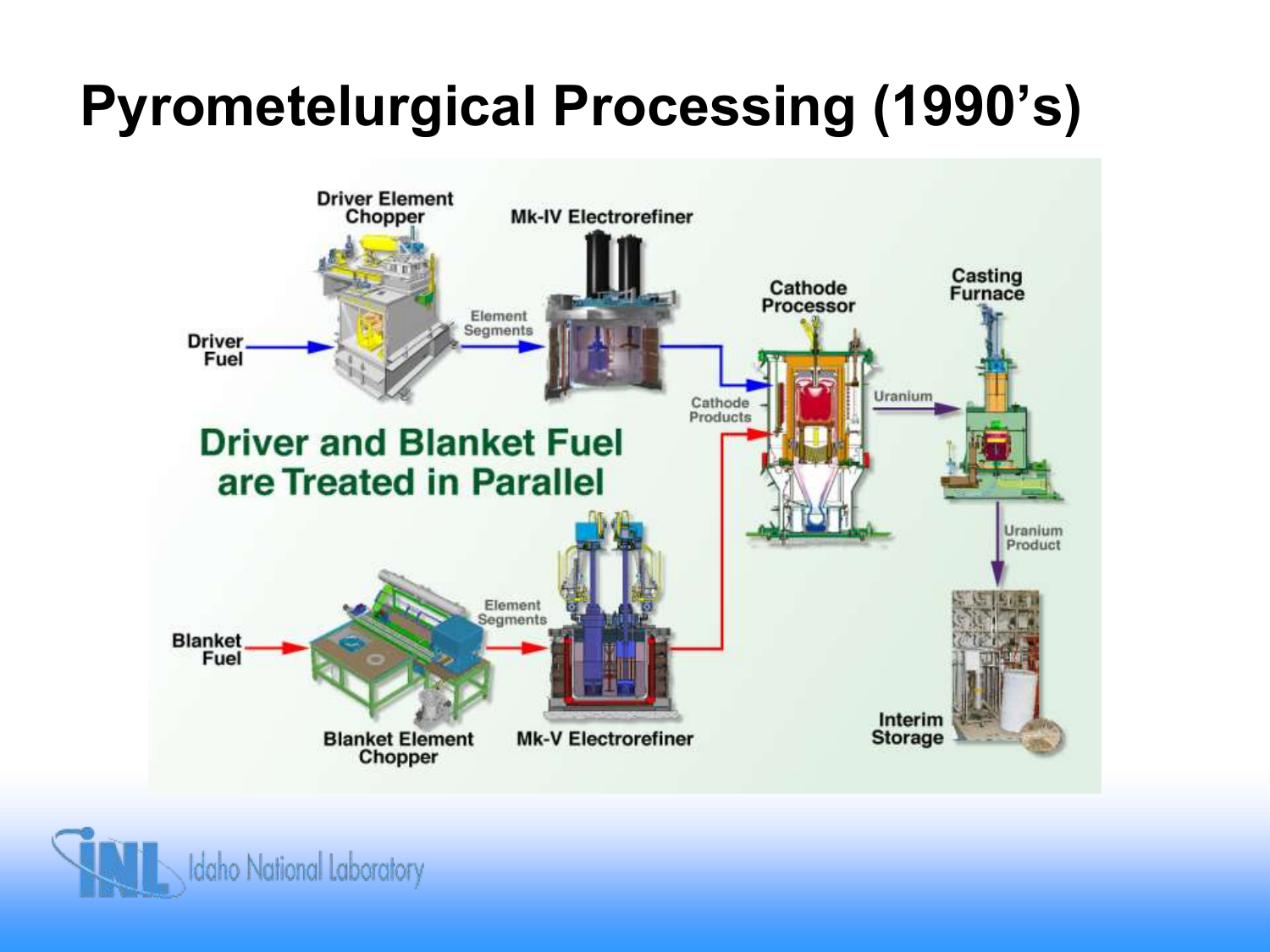# Pyrometelurgical Processing (1990's)

Driver Element Chopper

Mk-IV Electrorefiner

Cathode Processor

Casting Furnace

Driver Fuel

Element Segments

Cathode Products

Uranium

Driver and Blanket Fuel are Treated in Parallel

Uranium Product

Blanket Fuel

Element Segments

Blanket Element Chopper

Mk-V Electrorefiner

Interim Storage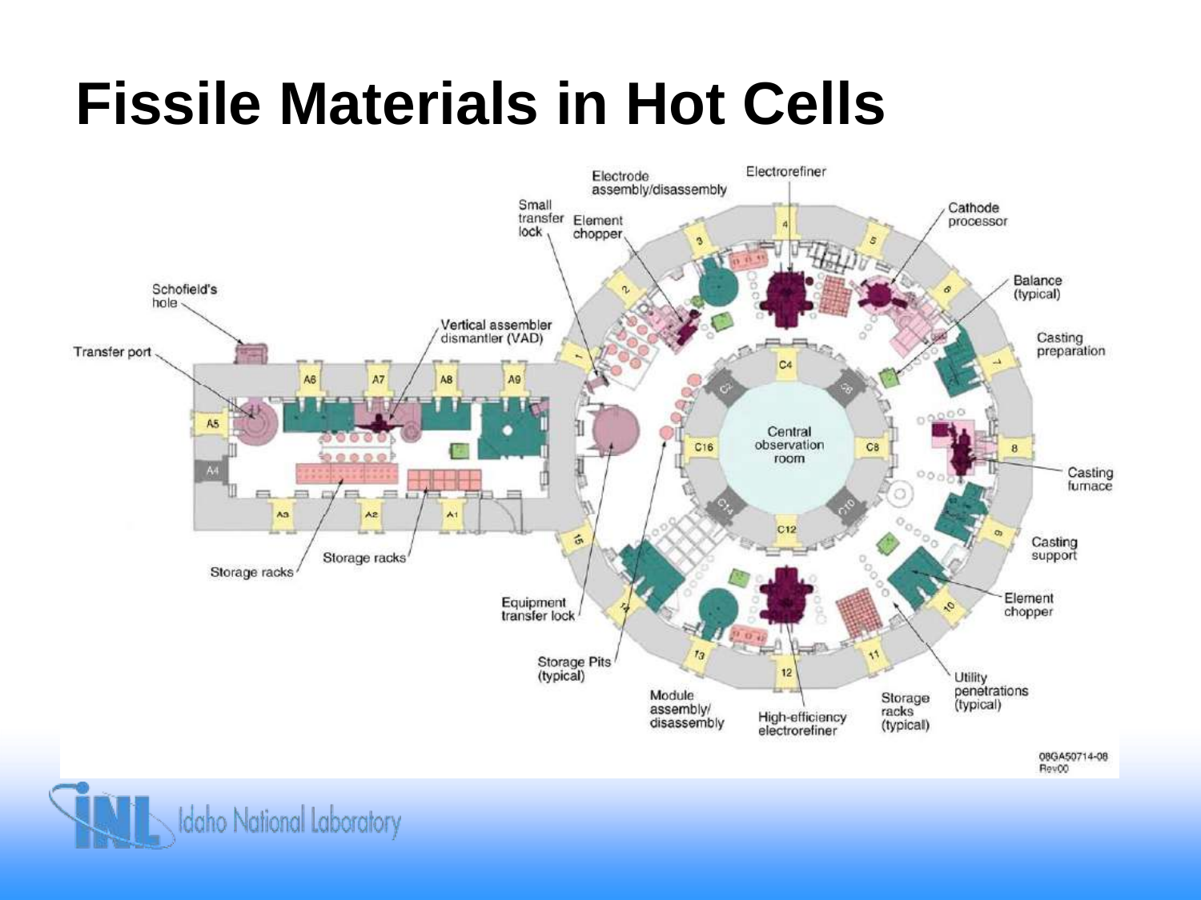# Fissile Materials in Hot Cells

Electrode assembly/disassembly

Electrorefiner

Small transfer lock

Element chopper

Cathode processor

Balance (typical)

Schofield's hole

Vertical assembler dismantler (VAD)

Casting preparation

Transfer port

Central observation room

Casting furnace

Casting support

Storage racks

Storage racks

Element chopper

Equipment transfer lock

Storage Pits (typical)

Utility penetrations (typical)

Module assembly/ disassembly

High-efficiency electrorefiner

Storage racks (typical)

A1 A2 A3 A4 A5 A6 A7 A8 A9

1 2 3 4 5 6 7 8 9 10 11 12 13 14 15

C2 C4 C6 C8 C10 C12 C14 C16

08GA50714-08 Rev00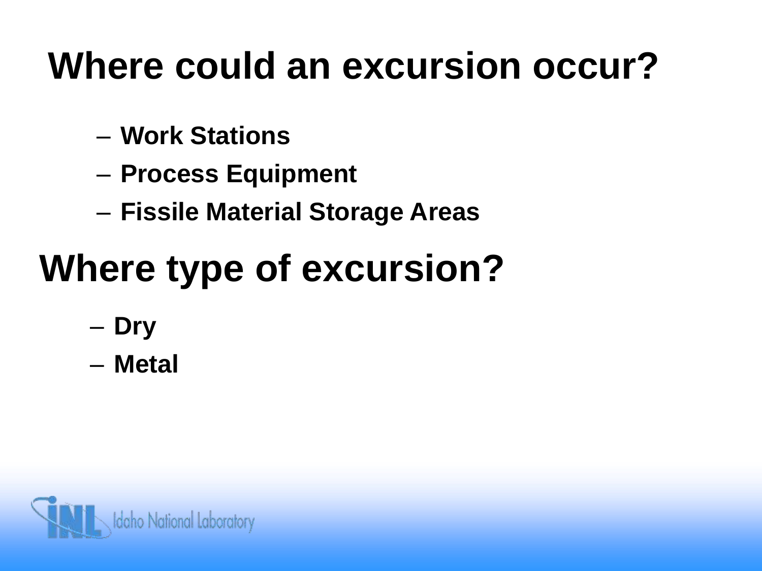# Where could an excursion occur?

- **Work Stations**
- **Process Equipment**
- **Fissile Material Storage Areas**

# Where type of excursion?

- **Dry**
- **Metal**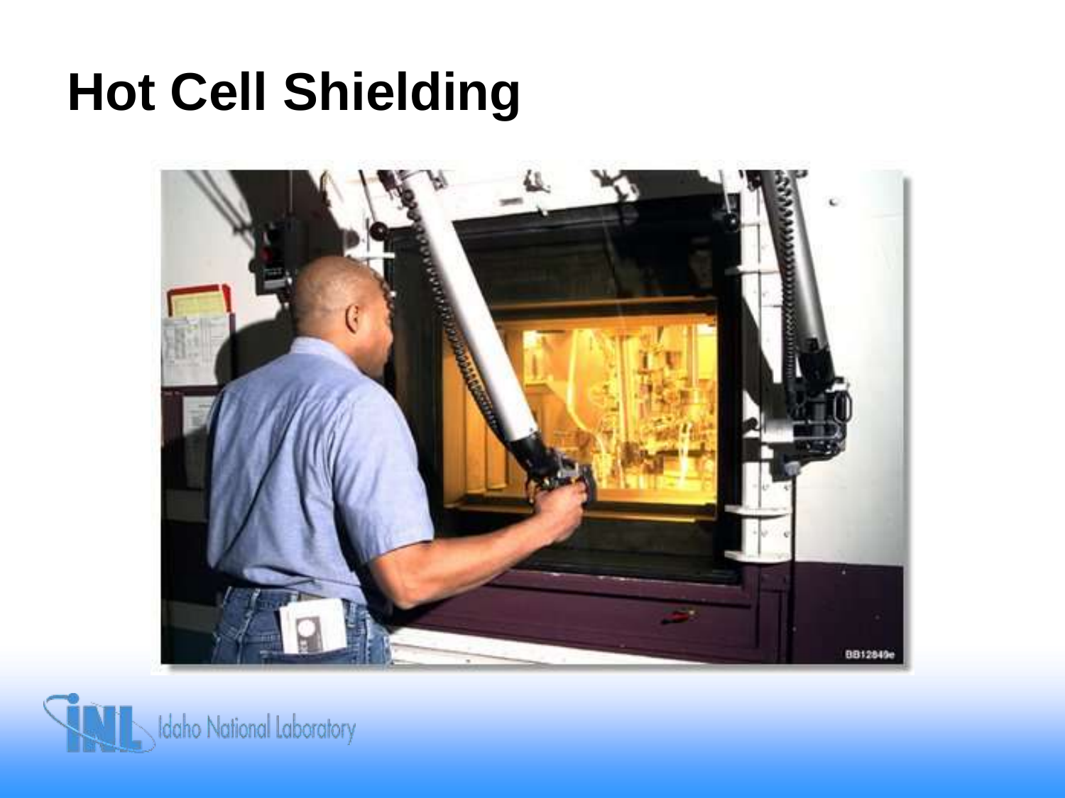# Hot Cell Shielding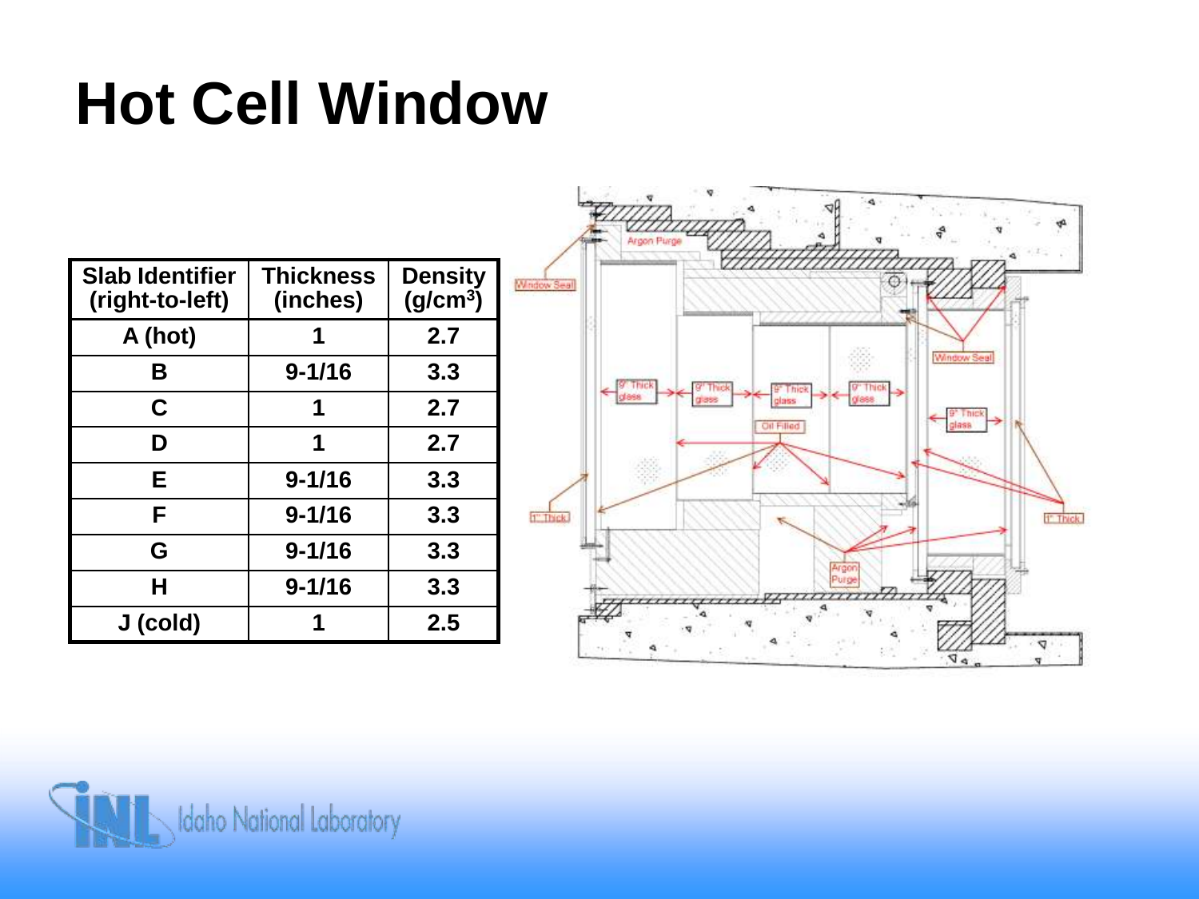# Hot Cell Window

| Slab Identifier (right-to-left) | Thickness (inches) | Density ($g/cm^3$) |
|---|---|---|
| A (hot) | 1 | 2.7 |
| B | 9-1/16 | 3.3 |
| C | 1 | 2.7 |
| D | 1 | 2.7 |
| E | 9-1/16 | 3.3 |
| F | 9-1/16 | 3.3 |
| G | 9-1/16 | 3.3 |
| H | 9-1/16 | 3.3 |
| J (cold) | 1 | 2.5 |

Argon Purge

Window Seal

Window Seal

9" Thick glass

9" Thick glass

9" Thick glass

9" Thick glass

9" Thick glass

Oil Filled

1" Thick

1" Thick

Argon Purge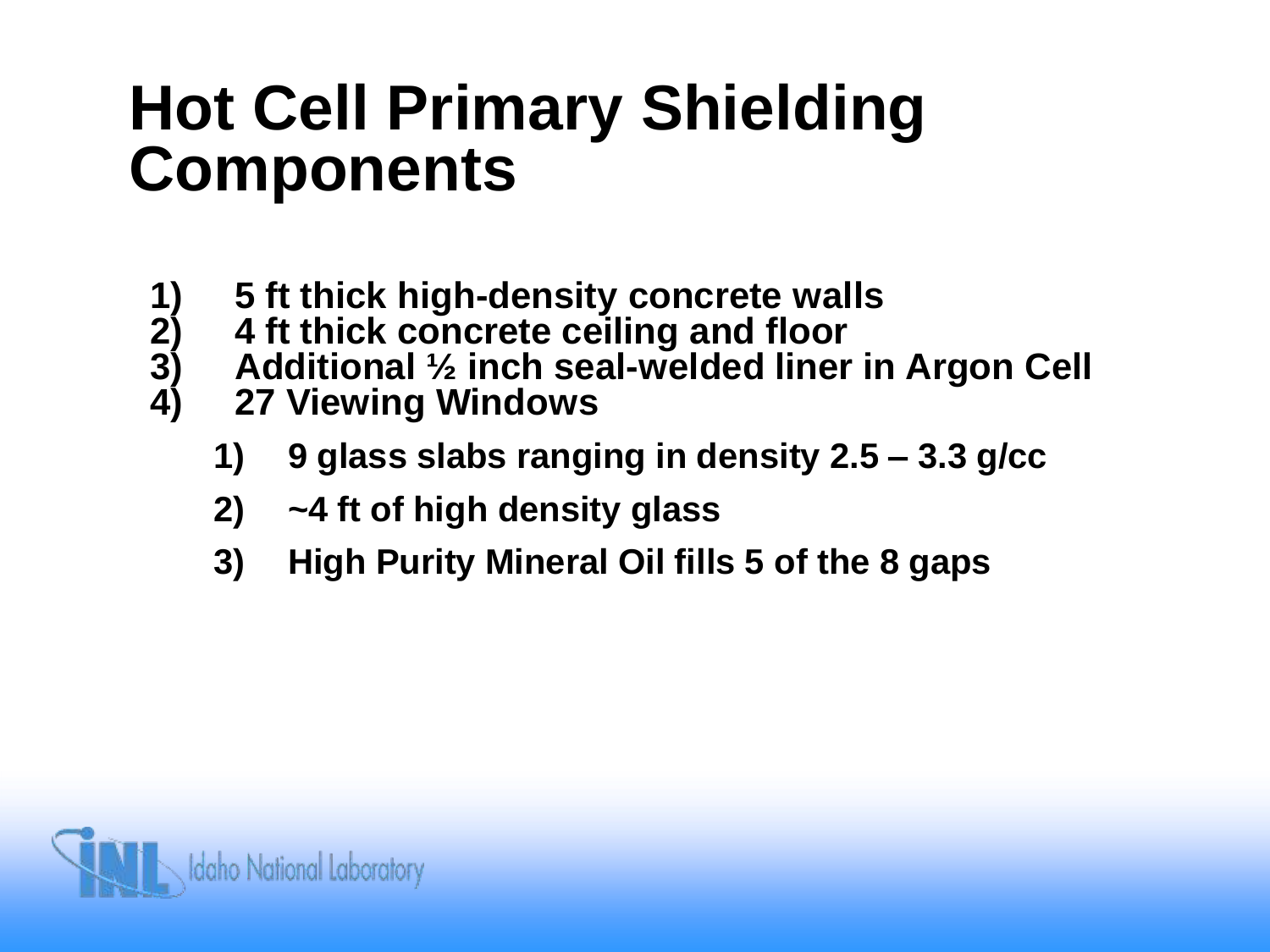# Hot Cell Primary Shielding Components

1) 5 ft thick high-density concrete walls
2) 4 ft thick concrete ceiling and floor
3) Additional ½ inch seal-welded liner in Argon Cell
4) 27 Viewing Windows
    1) 9 glass slabs ranging in density 2.5 – 3.3 g/cc
    2) ~4 ft of high density glass
    3) High Purity Mineral Oil fills 5 of the 8 gaps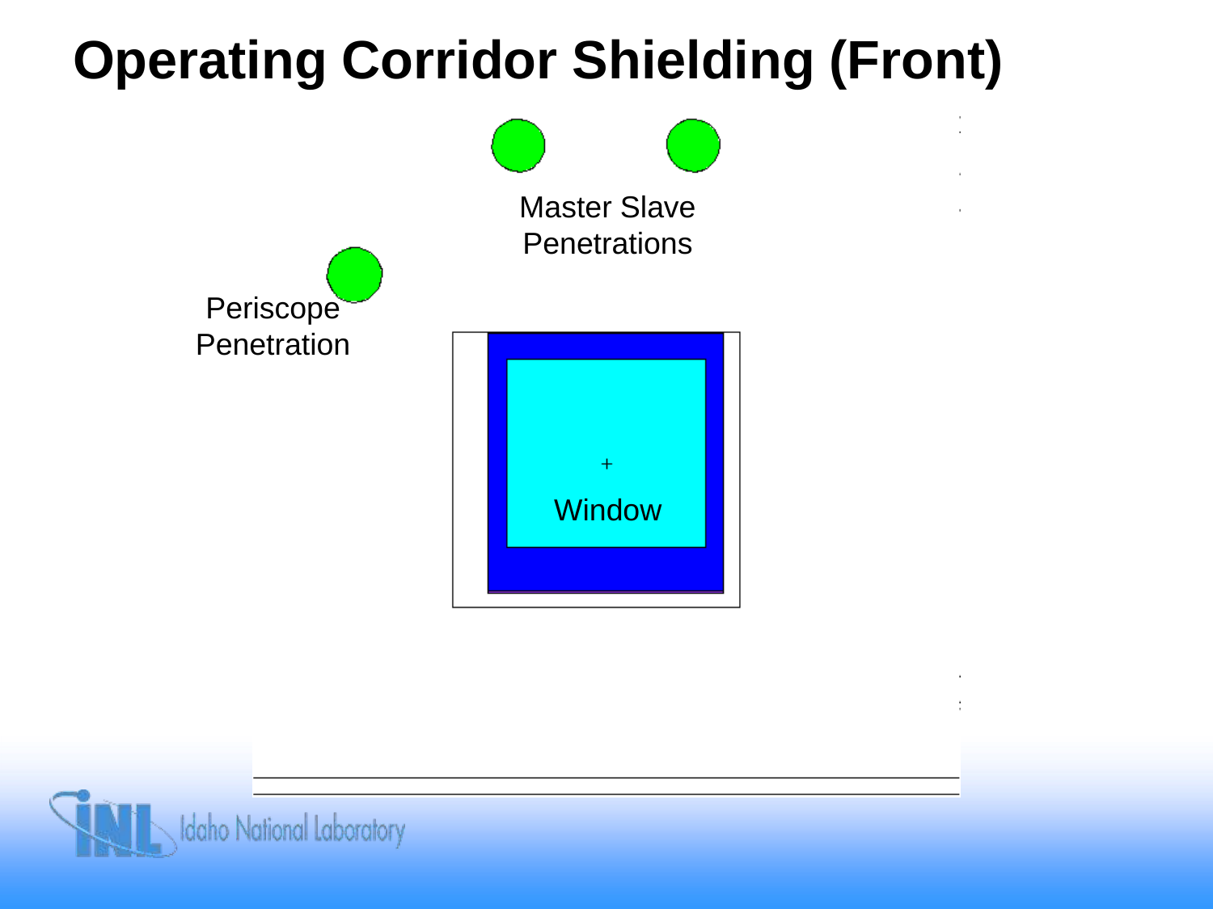# Operating Corridor Shielding (Front)

Master Slave Penetrations

Periscope Penetration

+

Window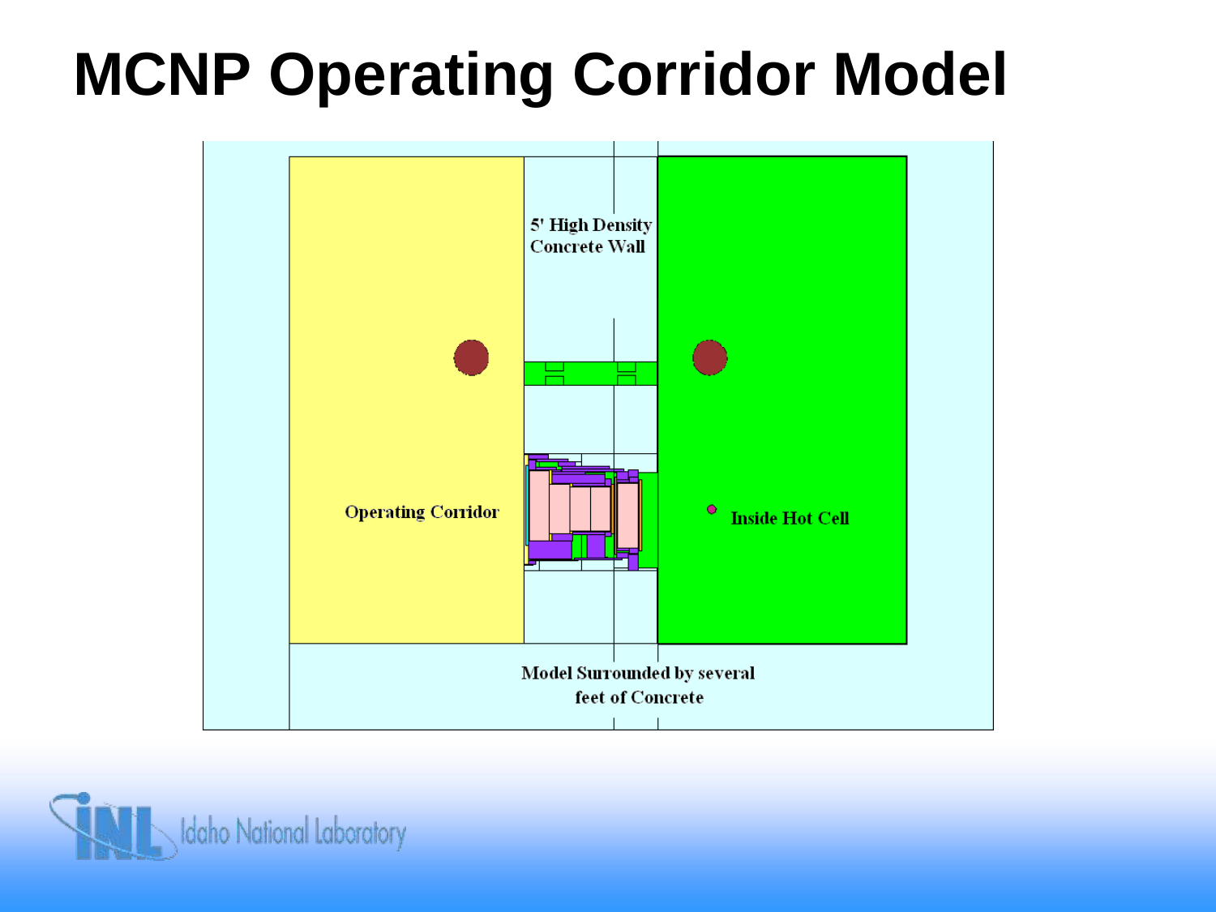# MCNP Operating Corridor Model

5' High Density Concrete Wall

Operating Corridor

Inside Hot Cell

Model Surrounded by several feet of Concrete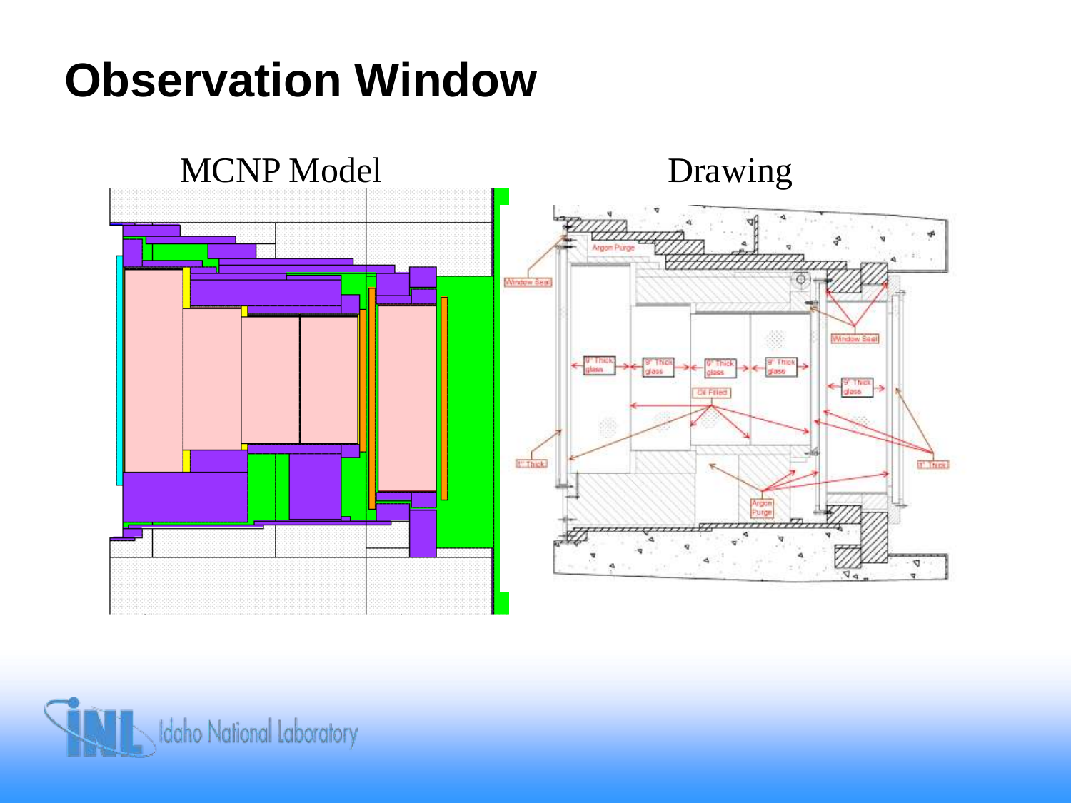# Observation Window

MCNP Model

Drawing

Argon Purge

Window Seal

Window Seal

9" Thick glass

9" Thick glass

9" Thick glass

9" Thick glass

9" Thick glass

Oil Filled

1" Thick

1" Thick

Argon Purge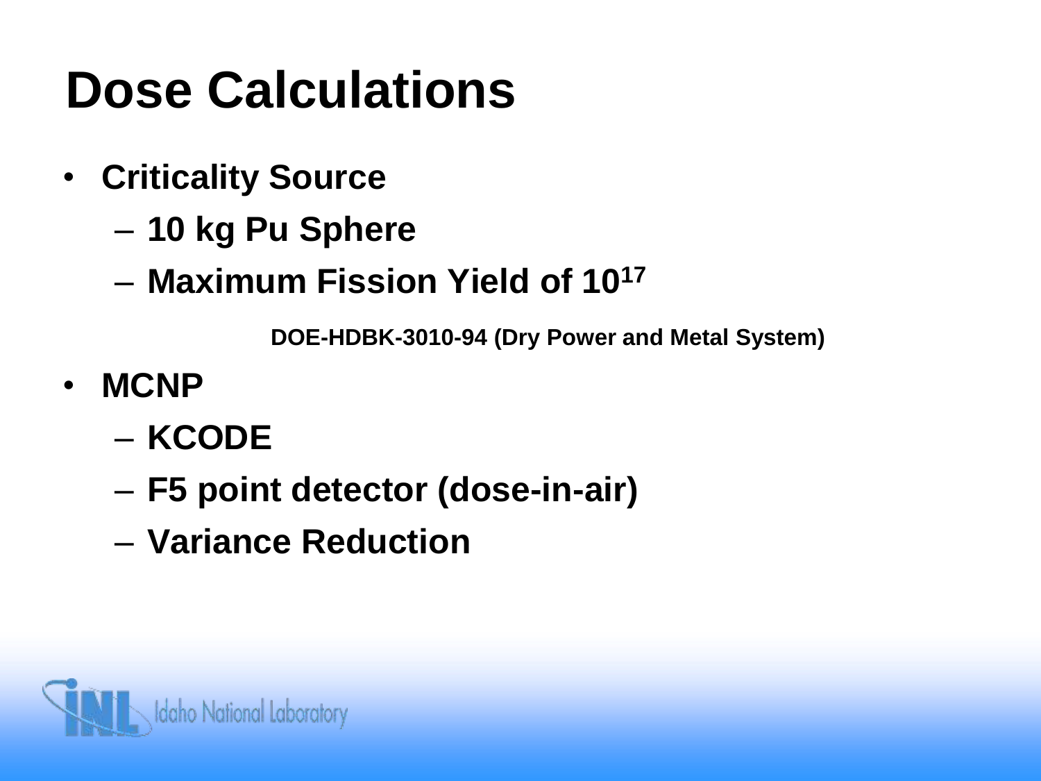# Dose Calculations

- **Criticality Source**
  - **10 kg Pu Sphere**
  - **Maximum Fission Yield of $10^{17}$**

**DOE-HDBK-3010-94 (Dry Power and Metal System)**

- **MCNP**
  - **KCODE**
  - **F5 point detector (dose-in-air)**
  - **Variance Reduction**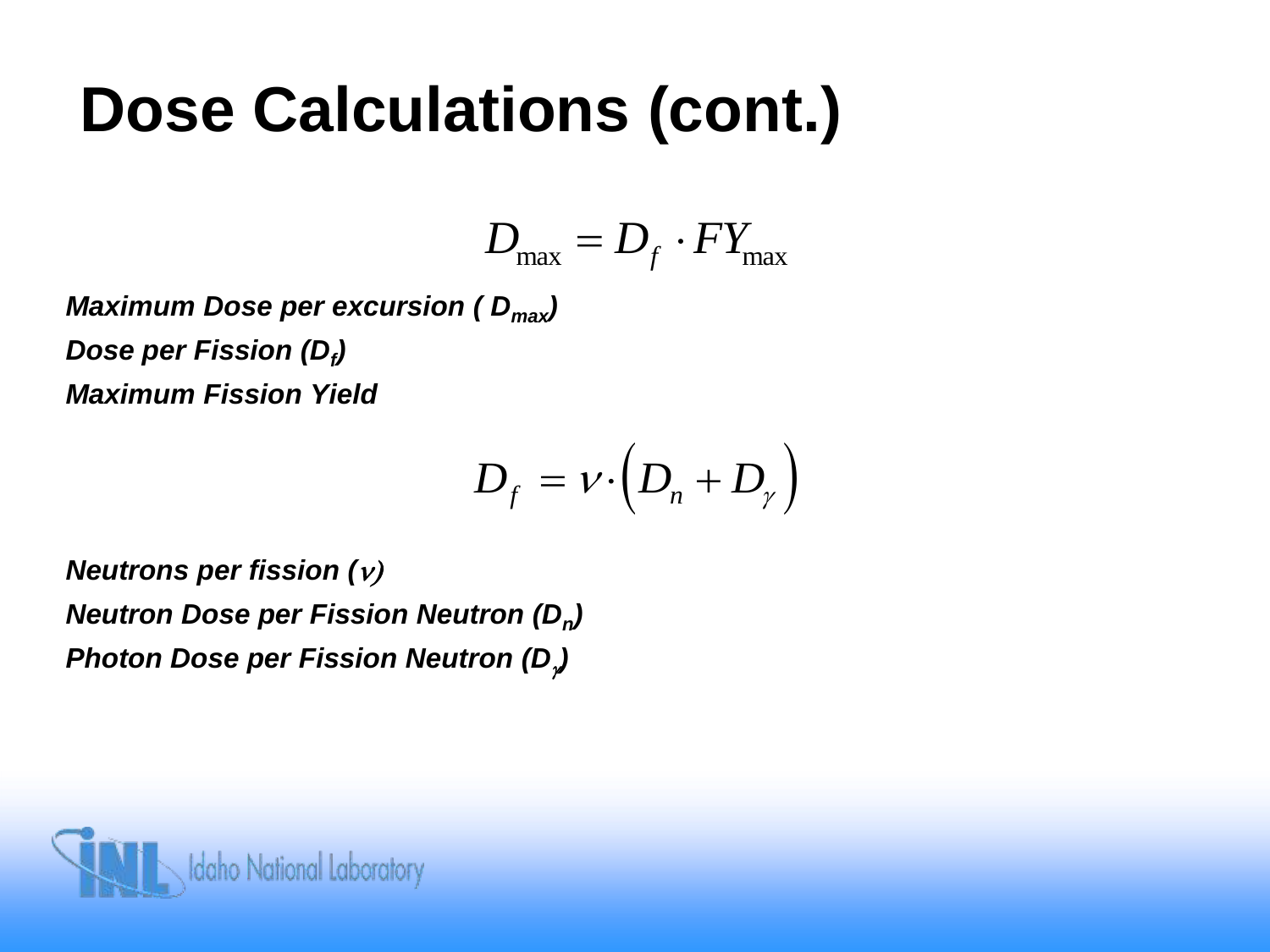# Dose Calculations (cont.)

$$D_{\max} = D_f \cdot FY_{\max}$$

***Maximum Dose per excursion ( $D_{max}$)***

***Dose per Fission ($D_f$)***

***Maximum Fission Yield***

$$D_f = \nu \cdot \left( D_n + D_\gamma \right)$$

***Neutrons per fission ($\nu$)***

***Neutron Dose per Fission Neutron ($D_n$)***

***Photon Dose per Fission Neutron ($D_\gamma$)***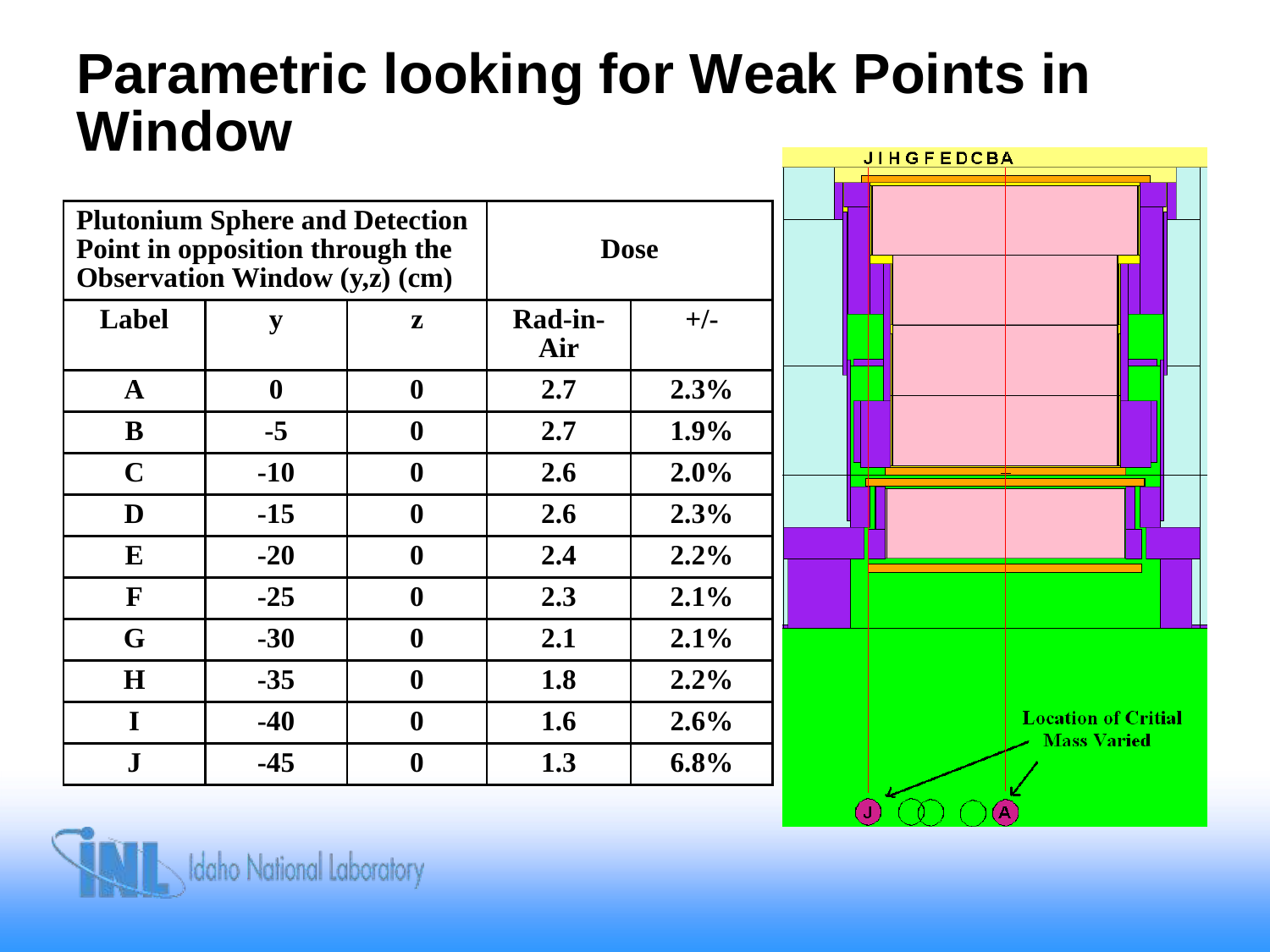# Parametric looking for Weak Points in Window

| Plutonium Sphere and Detection Point in opposition through the Observation Window (y,z) (cm) | | | Dose | |
|---|---|---|---|---|
| **Label** | **y** | **z** | **Rad-in-Air** | **+/-** |
| **A** | **0** | **0** | **2.7** | **2.3%** |
| **B** | **-5** | **0** | **2.7** | **1.9%** |
| **C** | **-10** | **0** | **2.6** | **2.0%** |
| **D** | **-15** | **0** | **2.6** | **2.3%** |
| **E** | **-20** | **0** | **2.4** | **2.2%** |
| **F** | **-25** | **0** | **2.3** | **2.1%** |
| **G** | **-30** | **0** | **2.1** | **2.1%** |
| **H** | **-35** | **0** | **1.8** | **2.2%** |
| **I** | **-40** | **0** | **1.6** | **2.6%** |
| **J** | **-45** | **0** | **1.3** | **6.8%** |

J I H G F E D C B A

Location of Critial Mass Varied

J

A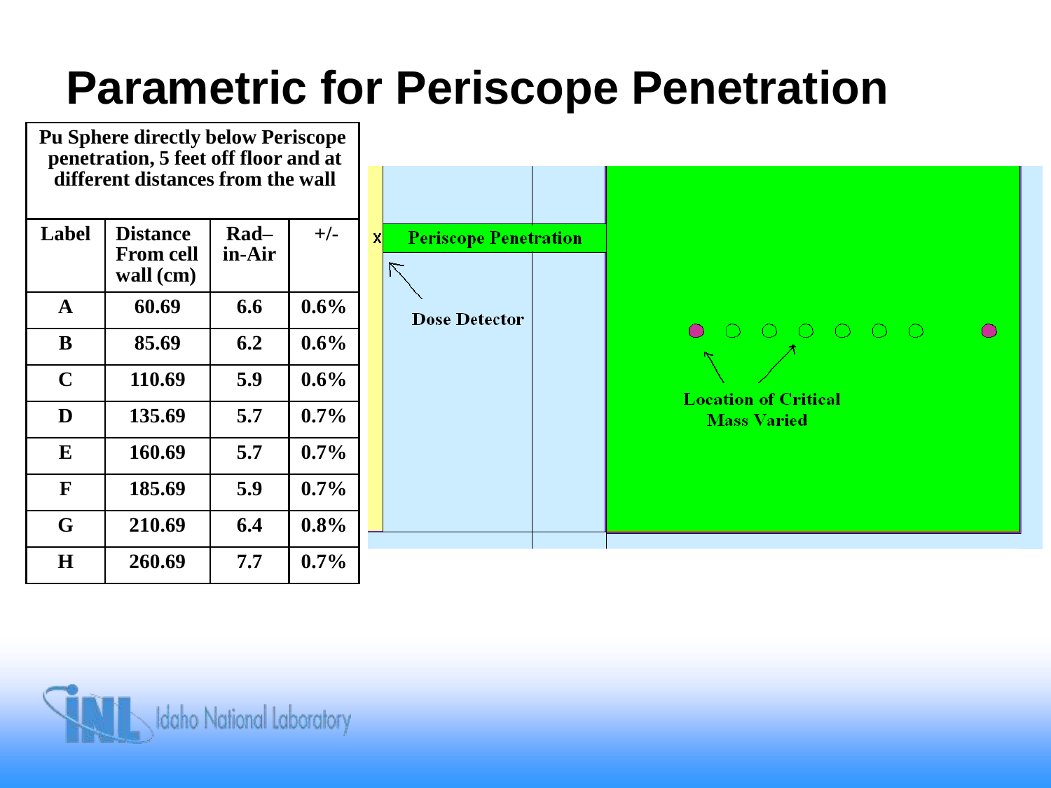# Parametric for Periscope Penetration

| Pu Sphere directly below Periscope penetration, 5 feet off floor and at different distances from the wall | | | |
|---|---|---|---|
| **Label** | **Distance From cell wall (cm)** | **Rad–in-Air** | **+/-** |
| **A** | **60.69** | **6.6** | **0.6%** |
| **B** | **85.69** | **6.2** | **0.6%** |
| **C** | **110.69** | **5.9** | **0.6%** |
| **D** | **135.69** | **5.7** | **0.7%** |
| **E** | **160.69** | **5.7** | **0.7%** |
| **F** | **185.69** | **5.9** | **0.7%** |
| **G** | **210.69** | **6.4** | **0.8%** |
| **H** | **260.69** | **7.7** | **0.7%** |

Periscope Penetration

Dose Detector

Location of Critical Mass Varied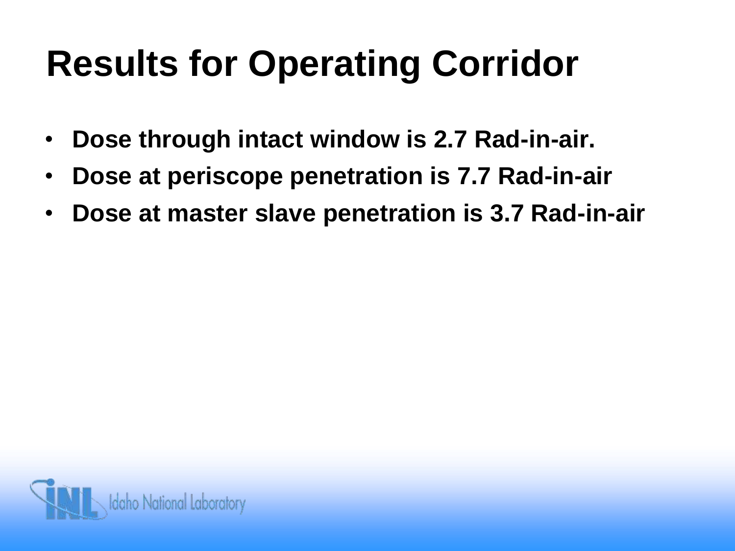# Results for Operating Corridor

- **Dose through intact window is 2.7 Rad-in-air.**
- **Dose at periscope penetration is 7.7 Rad-in-air**
- **Dose at master slave penetration is 3.7 Rad-in-air**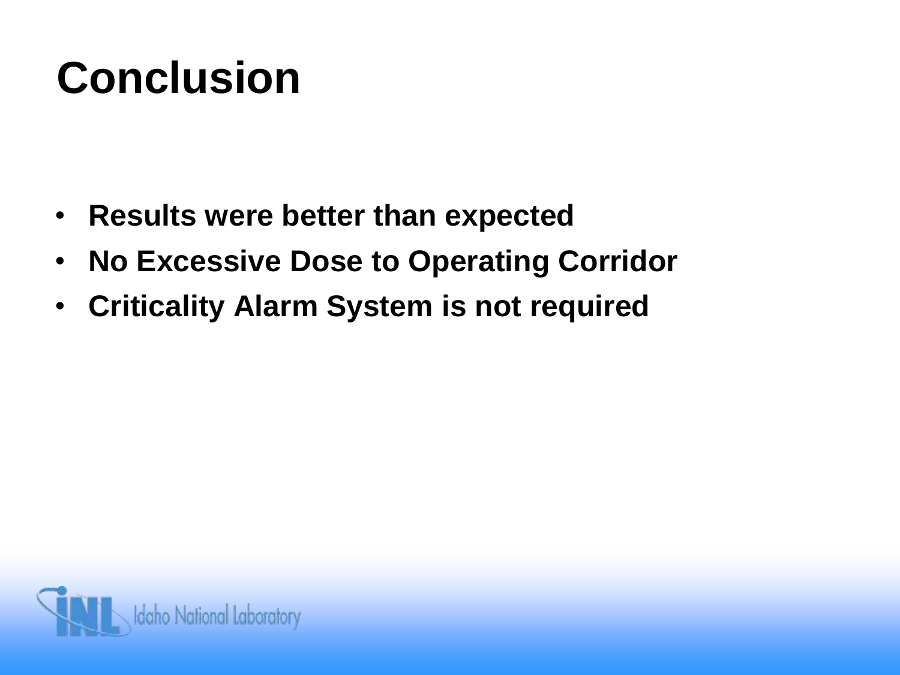# Conclusion

- **Results were better than expected**
- **No Excessive Dose to Operating Corridor**
- **Criticality Alarm System is not required**